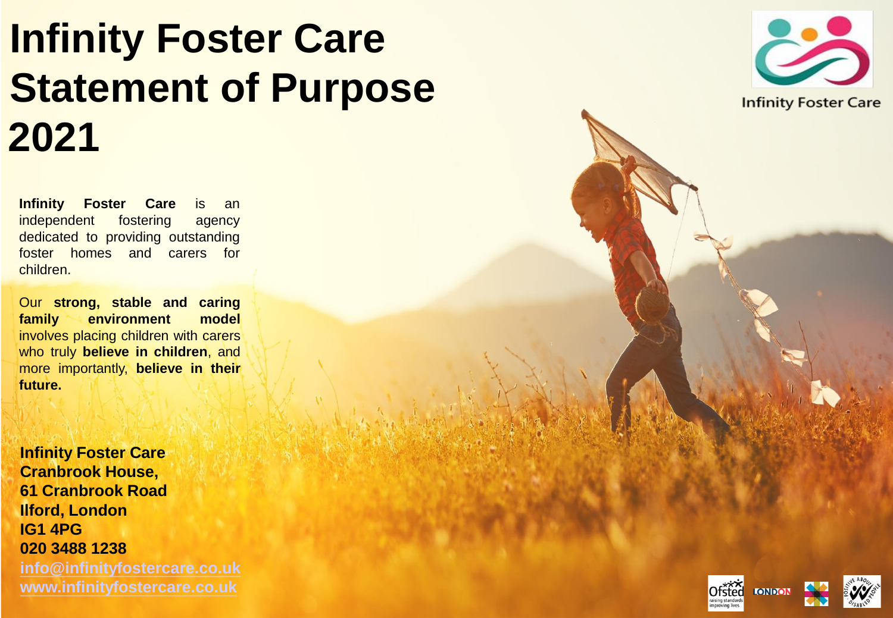# Infinity Foster Care Statement of Purpose 2021

Infinity Foster Care

**Infinity Foster Care** is an independent fostering agency dedicated to providing outstanding foster homes and carers for children.

Our **strong, stable and caring family environment model** involves placing children with carers who truly **believe in children**, and more importantly, **believe in their future.**

**Infinity Foster Care**
**Cranbrook House,**
**61 Cranbrook Road**
**Ilford, London**
**IG1 4PG**
**020 3488 1238**
**info@infinityfostercare.co.uk**
**www.infinityfostercare.co.uk**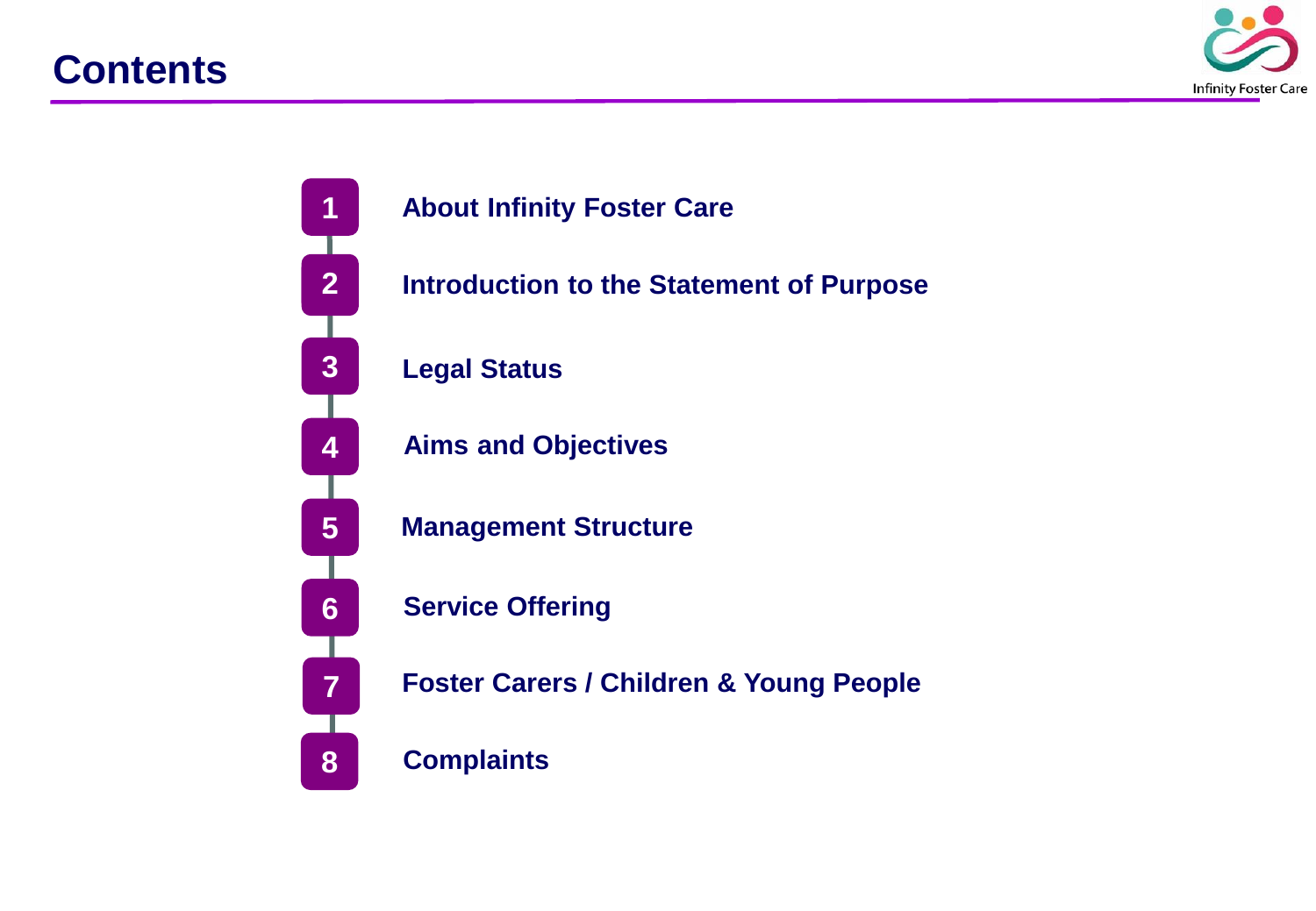# Contents

1. About Infinity Foster Care
2. Introduction to the Statement of Purpose
3. Legal Status
4. Aims and Objectives
5. Management Structure
6. Service Offering
7. Foster Carers / Children & Young People
8. Complaints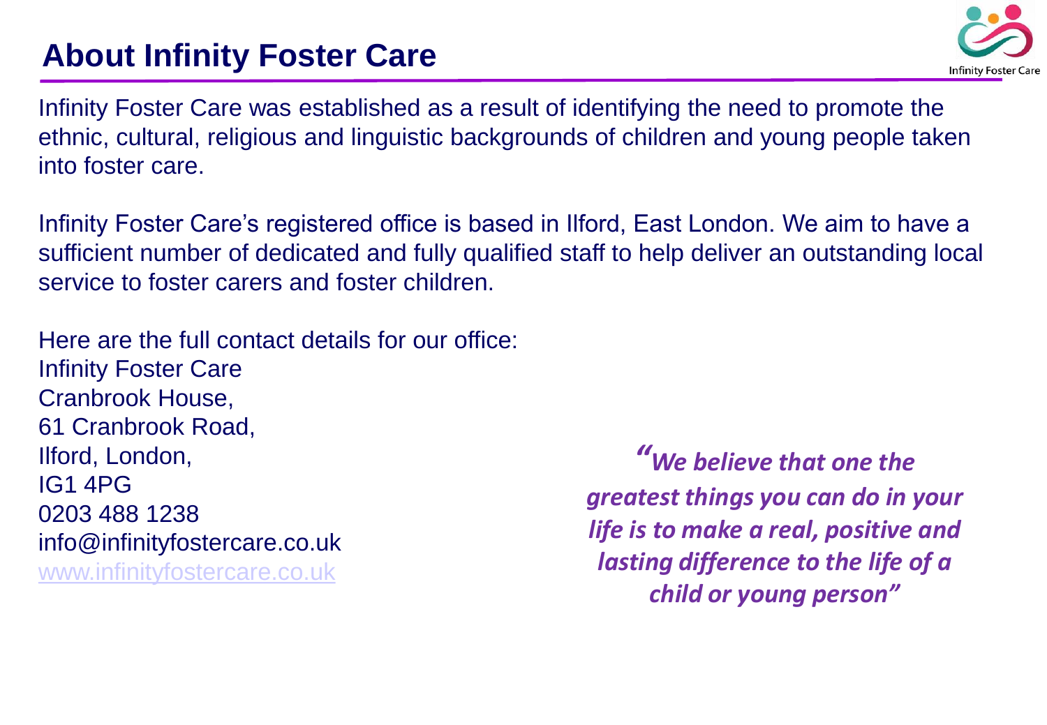# About Infinity Foster Care

Infinity Foster Care was established as a result of identifying the need to promote the ethnic, cultural, religious and linguistic backgrounds of children and young people taken into foster care.

Infinity Foster Care's registered office is based in Ilford, East London. We aim to have a sufficient number of dedicated and fully qualified staff to help deliver an outstanding local service to foster carers and foster children.

Here are the full contact details for our office:
Infinity Foster Care
Cranbrook House,
61 Cranbrook Road,
Ilford, London,
IG1 4PG
0203 488 1238
info@infinityfostercare.co.uk
www.infinityfostercare.co.uk

***"We believe that one the greatest things you can do in your life is to make a real, positive and lasting difference to the life of a child or young person"***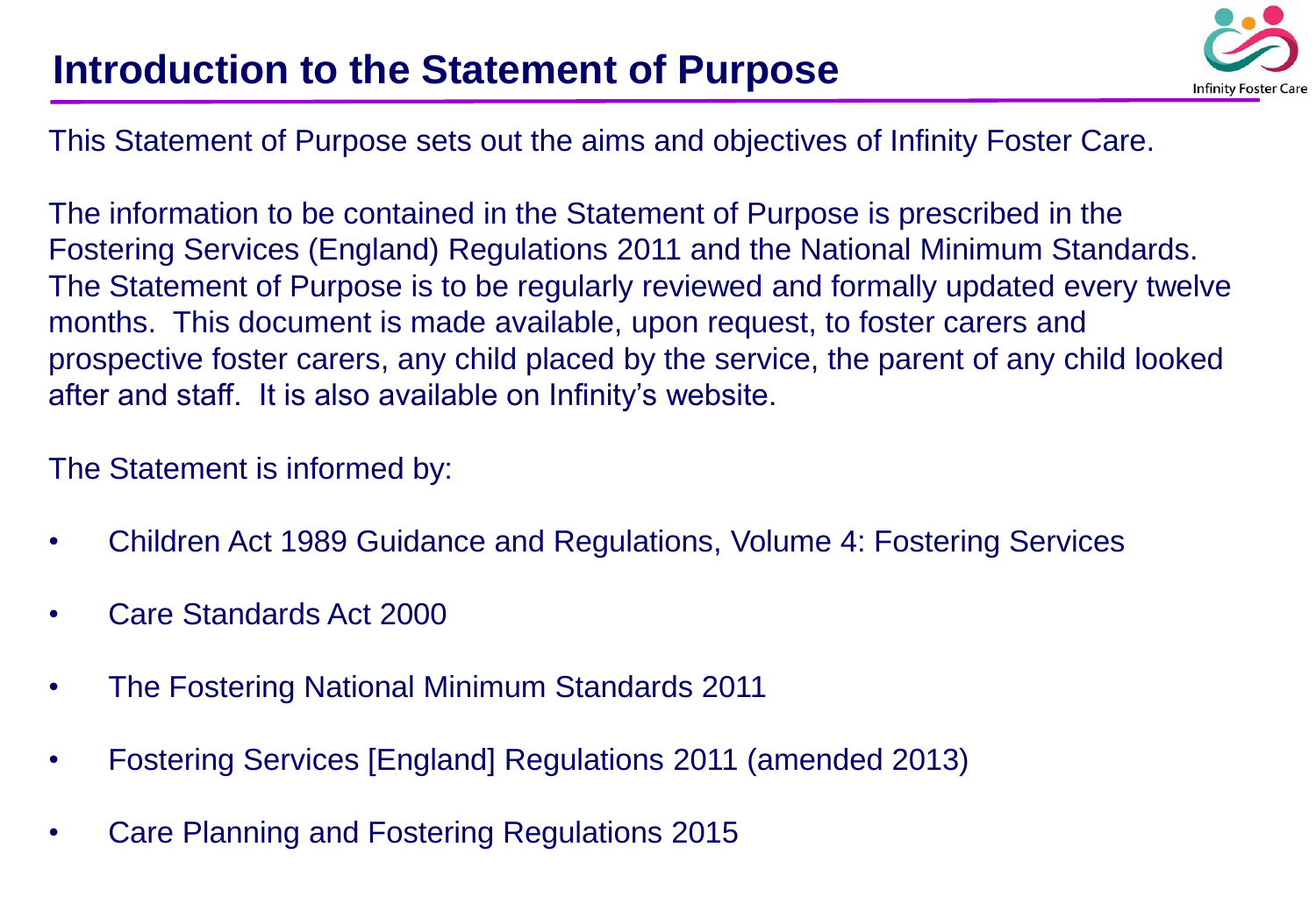# Introduction to the Statement of Purpose

This Statement of Purpose sets out the aims and objectives of Infinity Foster Care.

The information to be contained in the Statement of Purpose is prescribed in the Fostering Services (England) Regulations 2011 and the National Minimum Standards. The Statement of Purpose is to be regularly reviewed and formally updated every twelve months. This document is made available, upon request, to foster carers and prospective foster carers, any child placed by the service, the parent of any child looked after and staff. It is also available on Infinity's website.

The Statement is informed by:

- Children Act 1989 Guidance and Regulations, Volume 4: Fostering Services
- Care Standards Act 2000
- The Fostering National Minimum Standards 2011
- Fostering Services [England] Regulations 2011 (amended 2013)
- Care Planning and Fostering Regulations 2015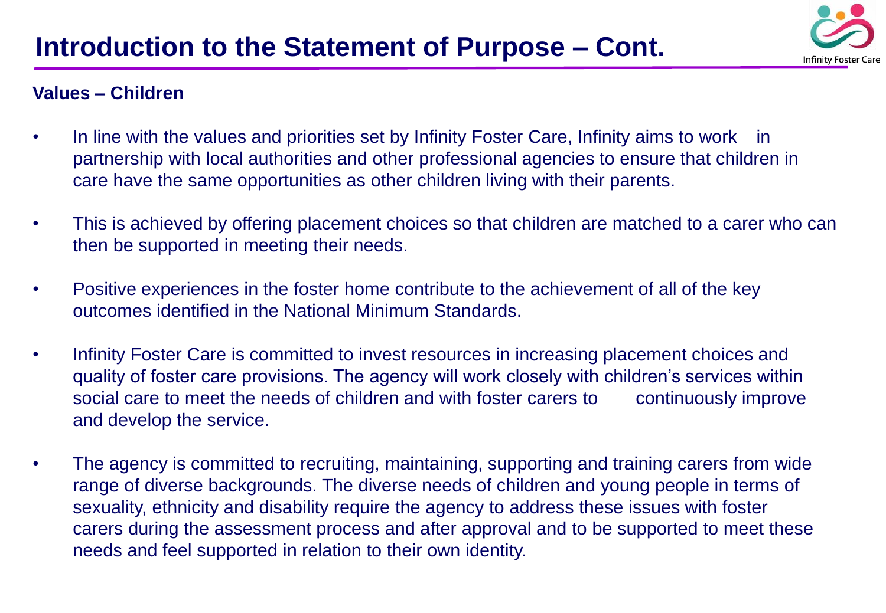# Introduction to the Statement of Purpose – Cont.

**Values – Children**

- In line with the values and priorities set by Infinity Foster Care, Infinity aims to work in partnership with local authorities and other professional agencies to ensure that children in care have the same opportunities as other children living with their parents.
- This is achieved by offering placement choices so that children are matched to a carer who can then be supported in meeting their needs.
- Positive experiences in the foster home contribute to the achievement of all of the key outcomes identified in the National Minimum Standards.
- Infinity Foster Care is committed to invest resources in increasing placement choices and quality of foster care provisions. The agency will work closely with children's services within social care to meet the needs of children and with foster carers to continuously improve and develop the service.
- The agency is committed to recruiting, maintaining, supporting and training carers from wide range of diverse backgrounds. The diverse needs of children and young people in terms of sexuality, ethnicity and disability require the agency to address these issues with foster carers during the assessment process and after approval and to be supported to meet these needs and feel supported in relation to their own identity.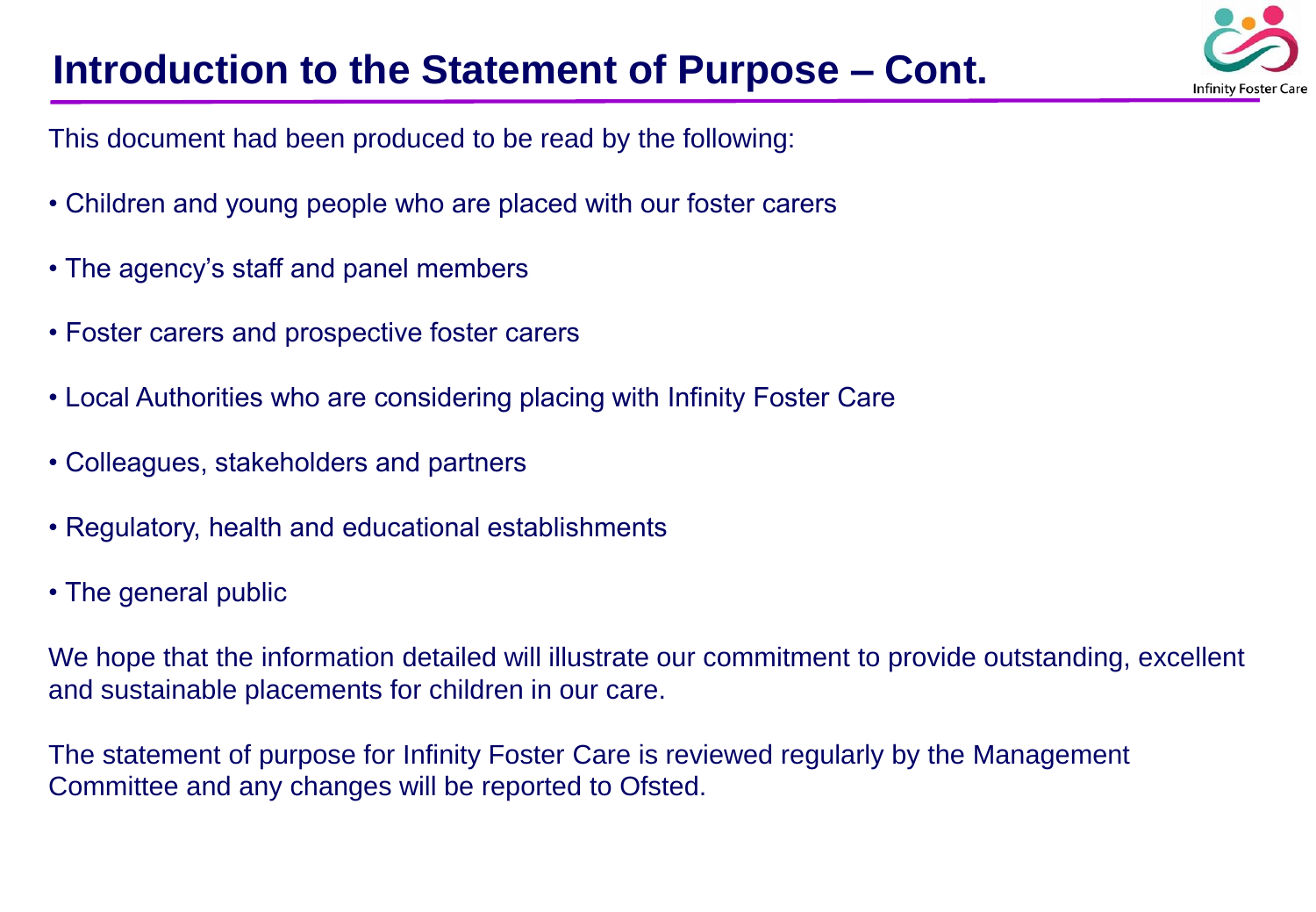# Introduction to the Statement of Purpose – Cont.

This document had been produced to be read by the following:

- Children and young people who are placed with our foster carers
- The agency's staff and panel members
- Foster carers and prospective foster carers
- Local Authorities who are considering placing with Infinity Foster Care
- Colleagues, stakeholders and partners
- Regulatory, health and educational establishments
- The general public

We hope that the information detailed will illustrate our commitment to provide outstanding, excellent and sustainable placements for children in our care.

The statement of purpose for Infinity Foster Care is reviewed regularly by the Management Committee and any changes will be reported to Ofsted.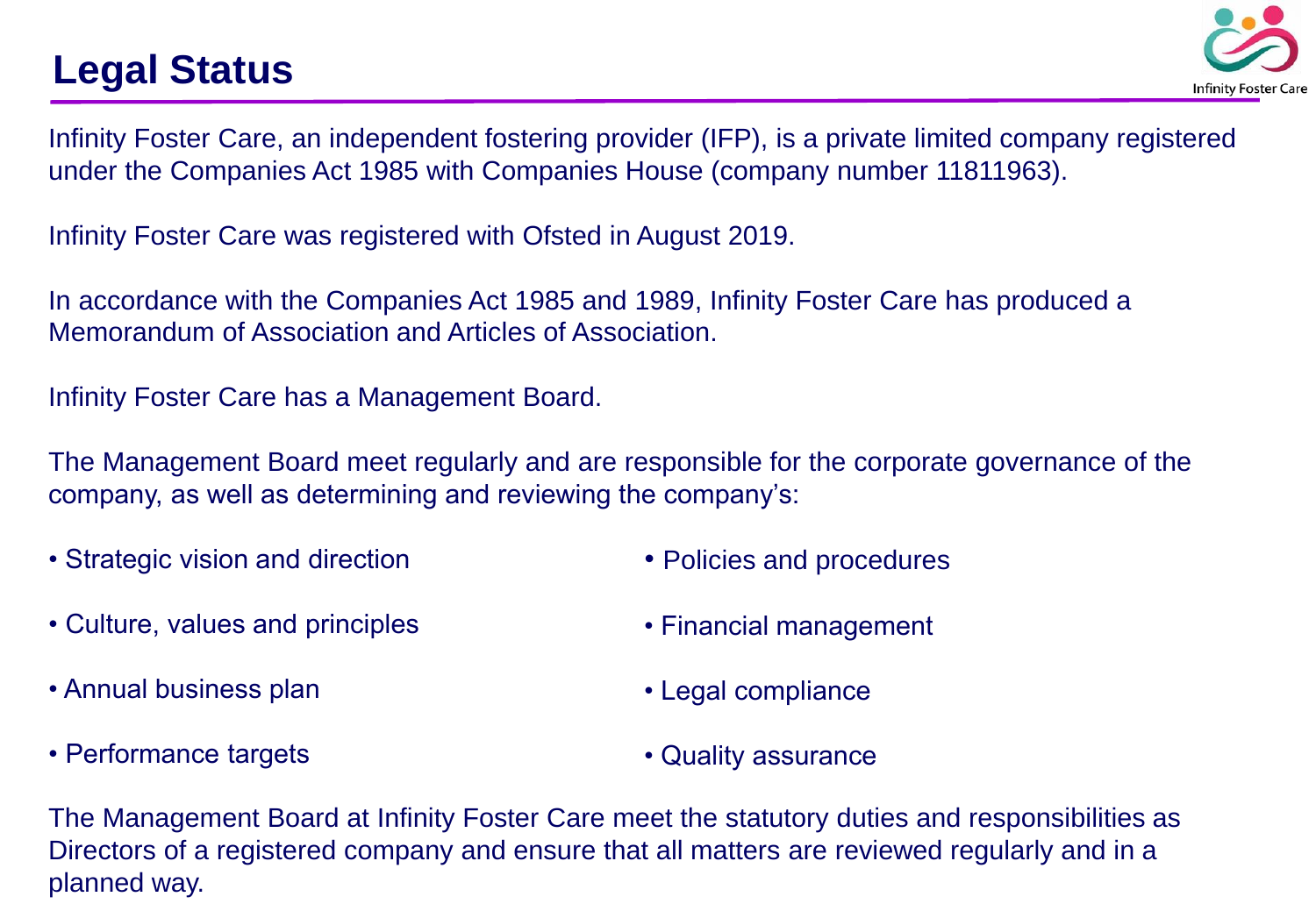# Legal Status

Infinity Foster Care, an independent fostering provider (IFP), is a private limited company registered under the Companies Act 1985 with Companies House (company number 11811963).

Infinity Foster Care was registered with Ofsted in August 2019.

In accordance with the Companies Act 1985 and 1989, Infinity Foster Care has produced a Memorandum of Association and Articles of Association.

Infinity Foster Care has a Management Board.

The Management Board meet regularly and are responsible for the corporate governance of the company, as well as determining and reviewing the company's:

- Strategic vision and direction
- Culture, values and principles
- Annual business plan
- Performance targets
- Policies and procedures
- Financial management
- Legal compliance
- Quality assurance

The Management Board at Infinity Foster Care meet the statutory duties and responsibilities as Directors of a registered company and ensure that all matters are reviewed regularly and in a planned way.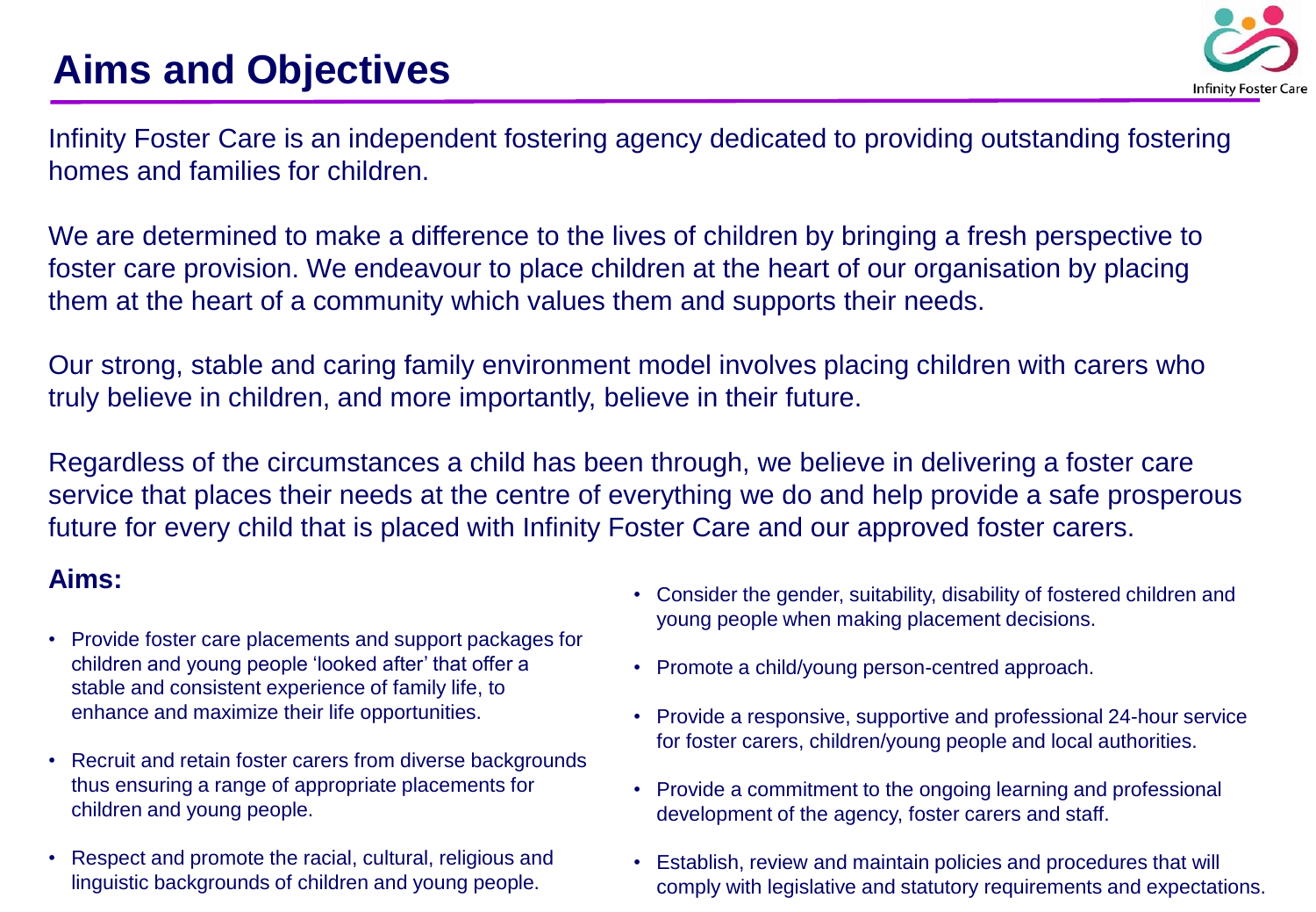# Aims and Objectives

Infinity Foster Care is an independent fostering agency dedicated to providing outstanding fostering homes and families for children.

We are determined to make a difference to the lives of children by bringing a fresh perspective to foster care provision. We endeavour to place children at the heart of our organisation by placing them at the heart of a community which values them and supports their needs.

Our strong, stable and caring family environment model involves placing children with carers who truly believe in children, and more importantly, believe in their future.

Regardless of the circumstances a child has been through, we believe in delivering a foster care service that places their needs at the centre of everything we do and help provide a safe prosperous future for every child that is placed with Infinity Foster Care and our approved foster carers.

## Aims:

- Provide foster care placements and support packages for children and young people 'looked after' that offer a stable and consistent experience of family life, to enhance and maximize their life opportunities.
- Recruit and retain foster carers from diverse backgrounds thus ensuring a range of appropriate placements for children and young people.
- Respect and promote the racial, cultural, religious and linguistic backgrounds of children and young people.
- Consider the gender, suitability, disability of fostered children and young people when making placement decisions.
- Promote a child/young person-centred approach.
- Provide a responsive, supportive and professional 24-hour service for foster carers, children/young people and local authorities.
- Provide a commitment to the ongoing learning and professional development of the agency, foster carers and staff.
- Establish, review and maintain policies and procedures that will comply with legislative and statutory requirements and expectations.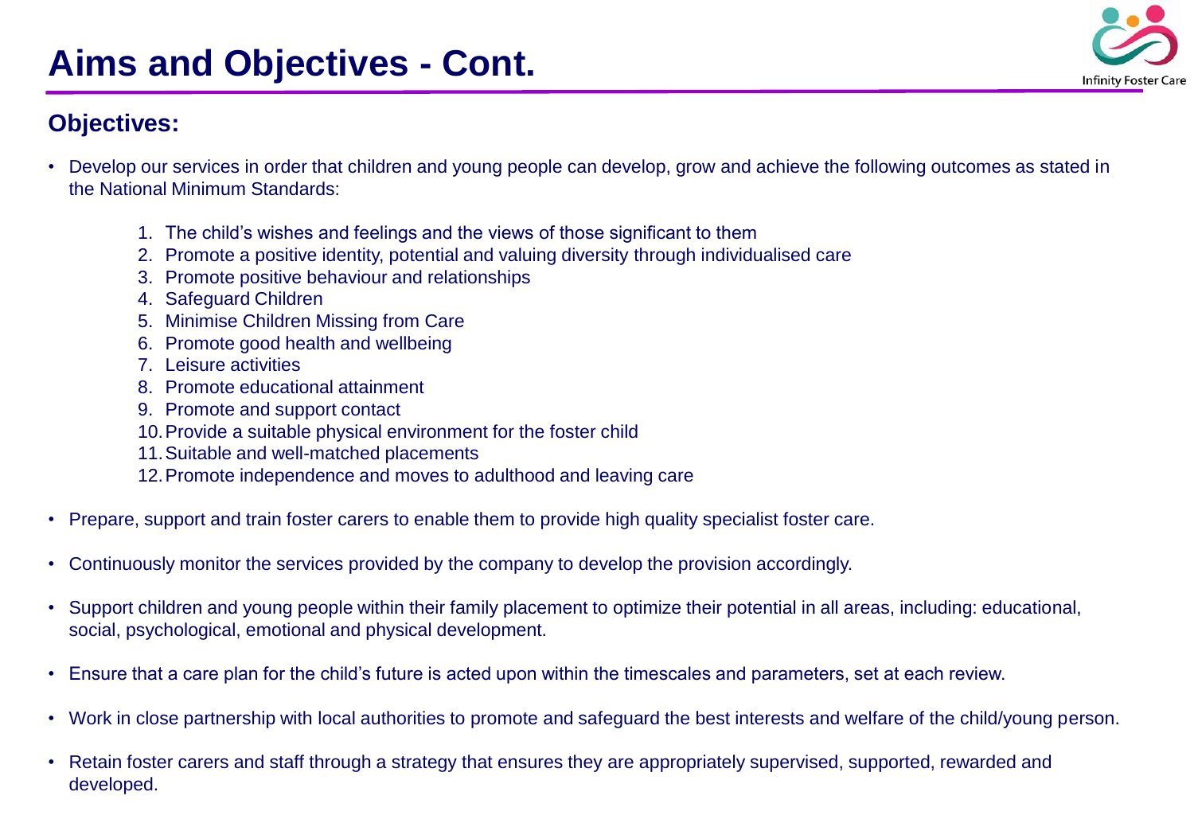# Aims and Objectives - Cont.

## Objectives:

- Develop our services in order that children and young people can develop, grow and achieve the following outcomes as stated in the National Minimum Standards:

    1. The child's wishes and feelings and the views of those significant to them
    2. Promote a positive identity, potential and valuing diversity through individualised care
    3. Promote positive behaviour and relationships
    4. Safeguard Children
    5. Minimise Children Missing from Care
    6. Promote good health and wellbeing
    7. Leisure activities
    8. Promote educational attainment
    9. Promote and support contact
    10. Provide a suitable physical environment for the foster child
    11. Suitable and well-matched placements
    12. Promote independence and moves to adulthood and leaving care

- Prepare, support and train foster carers to enable them to provide high quality specialist foster care.

- Continuously monitor the services provided by the company to develop the provision accordingly.

- Support children and young people within their family placement to optimize their potential in all areas, including: educational, social, psychological, emotional and physical development.

- Ensure that a care plan for the child's future is acted upon within the timescales and parameters, set at each review.

- Work in close partnership with local authorities to promote and safeguard the best interests and welfare of the child/young person.

- Retain foster carers and staff through a strategy that ensures they are appropriately supervised, supported, rewarded and developed.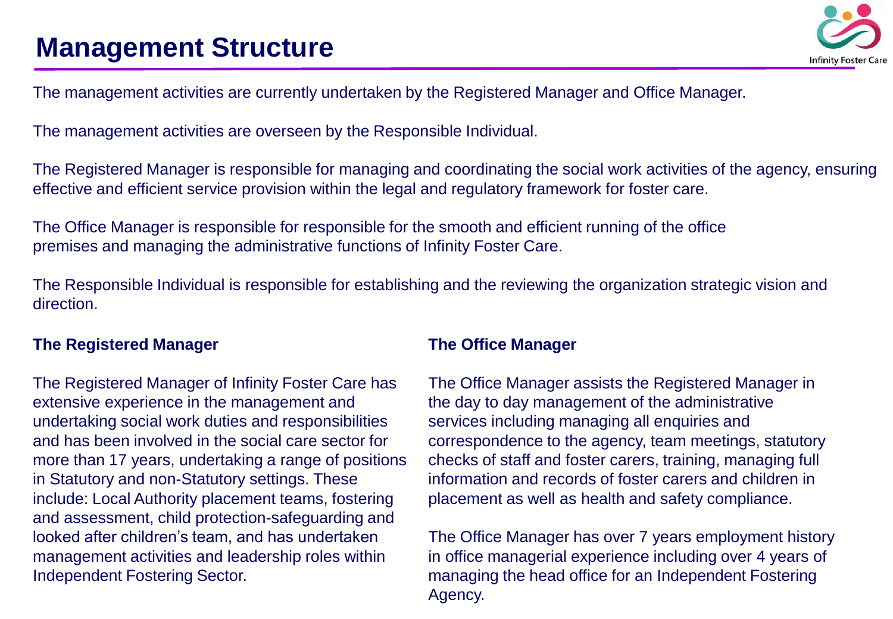# Management Structure

The management activities are currently undertaken by the Registered Manager and Office Manager.

The management activities are overseen by the Responsible Individual.

The Registered Manager is responsible for managing and coordinating the social work activities of the agency, ensuring effective and efficient service provision within the legal and regulatory framework for foster care.

The Office Manager is responsible for responsible for the smooth and efficient running of the office premises and managing the administrative functions of Infinity Foster Care.

The Responsible Individual is responsible for establishing and the reviewing the organization strategic vision and direction.

**The Registered Manager**

The Registered Manager of Infinity Foster Care has extensive experience in the management and undertaking social work duties and responsibilities and has been involved in the social care sector for more than 17 years, undertaking a range of positions in Statutory and non-Statutory settings. These include: Local Authority placement teams, fostering and assessment, child protection-safeguarding and looked after children's team, and has undertaken management activities and leadership roles within Independent Fostering Sector.

**The Office Manager**

The Office Manager assists the Registered Manager in the day to day management of the administrative services including managing all enquiries and correspondence to the agency, team meetings, statutory checks of staff and foster carers, training, managing full information and records of foster carers and children in placement as well as health and safety compliance.

The Office Manager has over 7 years employment history in office managerial experience including over 4 years of managing the head office for an Independent Fostering Agency.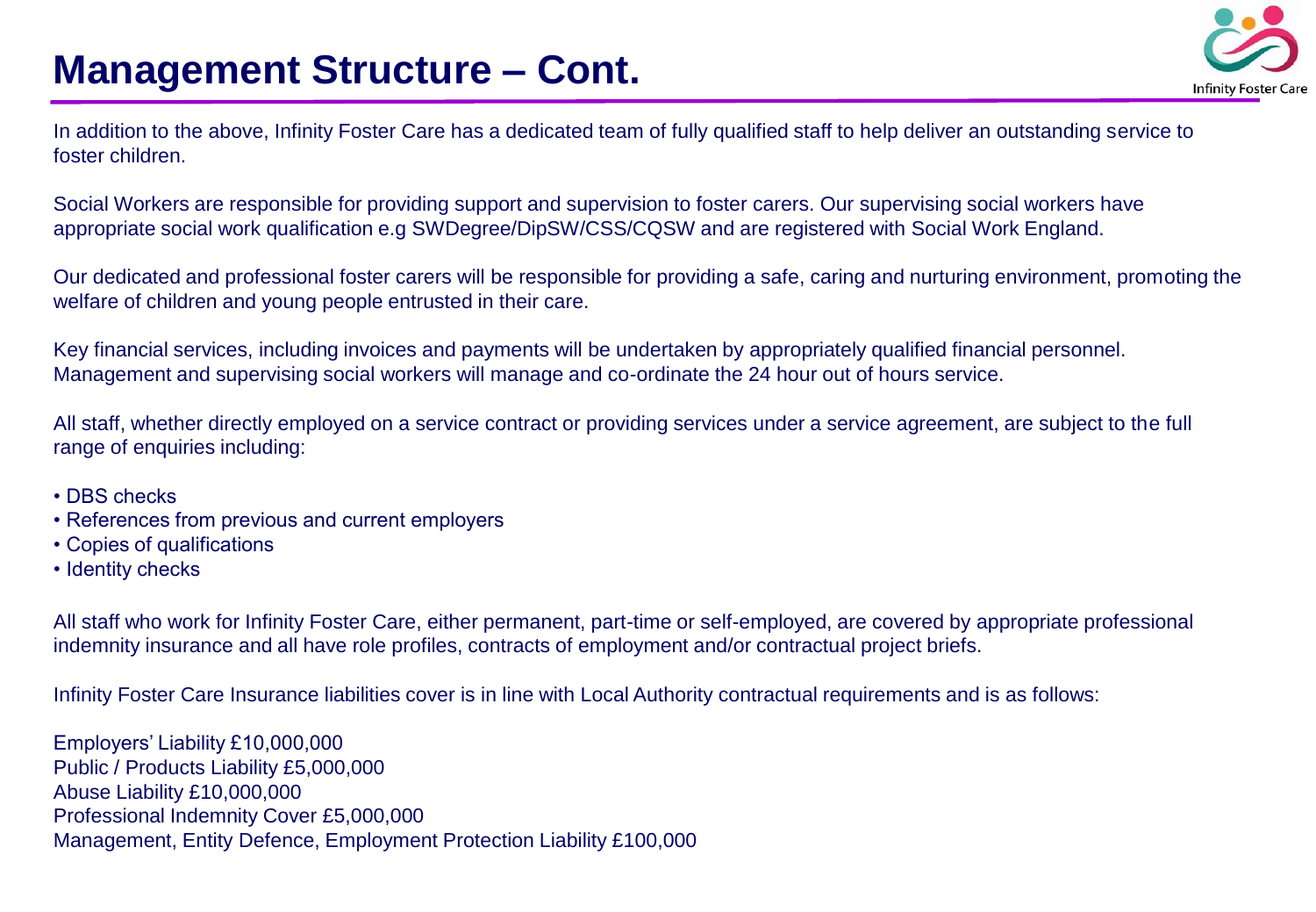# Management Structure – Cont.

In addition to the above, Infinity Foster Care has a dedicated team of fully qualified staff to help deliver an outstanding service to foster children.

Social Workers are responsible for providing support and supervision to foster carers. Our supervising social workers have appropriate social work qualification e.g SWDegree/DipSW/CSS/CQSW and are registered with Social Work England.

Our dedicated and professional foster carers will be responsible for providing a safe, caring and nurturing environment, promoting the welfare of children and young people entrusted in their care.

Key financial services, including invoices and payments will be undertaken by appropriately qualified financial personnel. Management and supervising social workers will manage and co-ordinate the 24 hour out of hours service.

All staff, whether directly employed on a service contract or providing services under a service agreement, are subject to the full range of enquiries including:

- DBS checks
- References from previous and current employers
- Copies of qualifications
- Identity checks

All staff who work for Infinity Foster Care, either permanent, part-time or self-employed, are covered by appropriate professional indemnity insurance and all have role profiles, contracts of employment and/or contractual project briefs.

Infinity Foster Care Insurance liabilities cover is in line with Local Authority contractual requirements and is as follows:

Employers' Liability £10,000,000
Public / Products Liability £5,000,000
Abuse Liability £10,000,000
Professional Indemnity Cover £5,000,000
Management, Entity Defence, Employment Protection Liability £100,000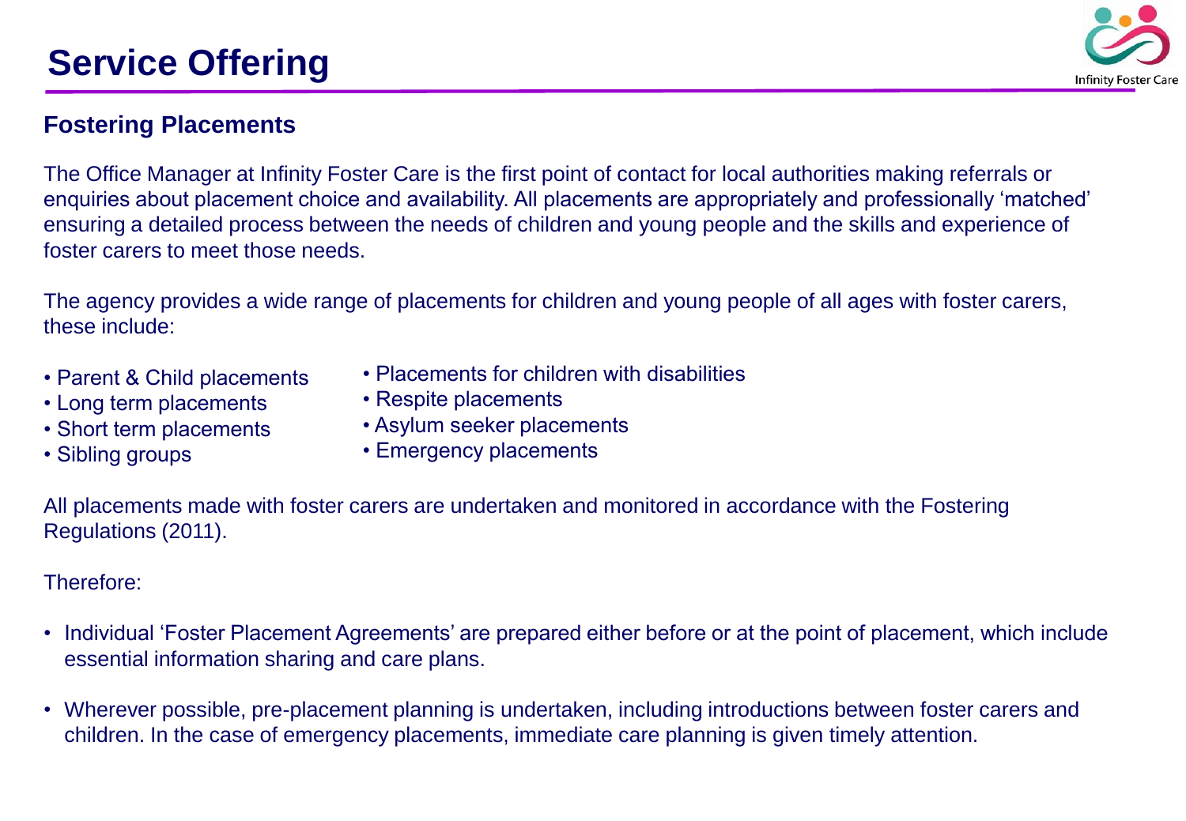# Service Offering

## Fostering Placements

The Office Manager at Infinity Foster Care is the first point of contact for local authorities making referrals or enquiries about placement choice and availability. All placements are appropriately and professionally 'matched' ensuring a detailed process between the needs of children and young people and the skills and experience of foster carers to meet those needs.

The agency provides a wide range of placements for children and young people of all ages with foster carers, these include:

- Parent & Child placements
- Long term placements
- Short term placements
- Sibling groups
- Placements for children with disabilities
- Respite placements
- Asylum seeker placements
- Emergency placements

All placements made with foster carers are undertaken and monitored in accordance with the Fostering Regulations (2011).

Therefore:

- Individual 'Foster Placement Agreements' are prepared either before or at the point of placement, which include essential information sharing and care plans.
- Wherever possible, pre-placement planning is undertaken, including introductions between foster carers and children. In the case of emergency placements, immediate care planning is given timely attention.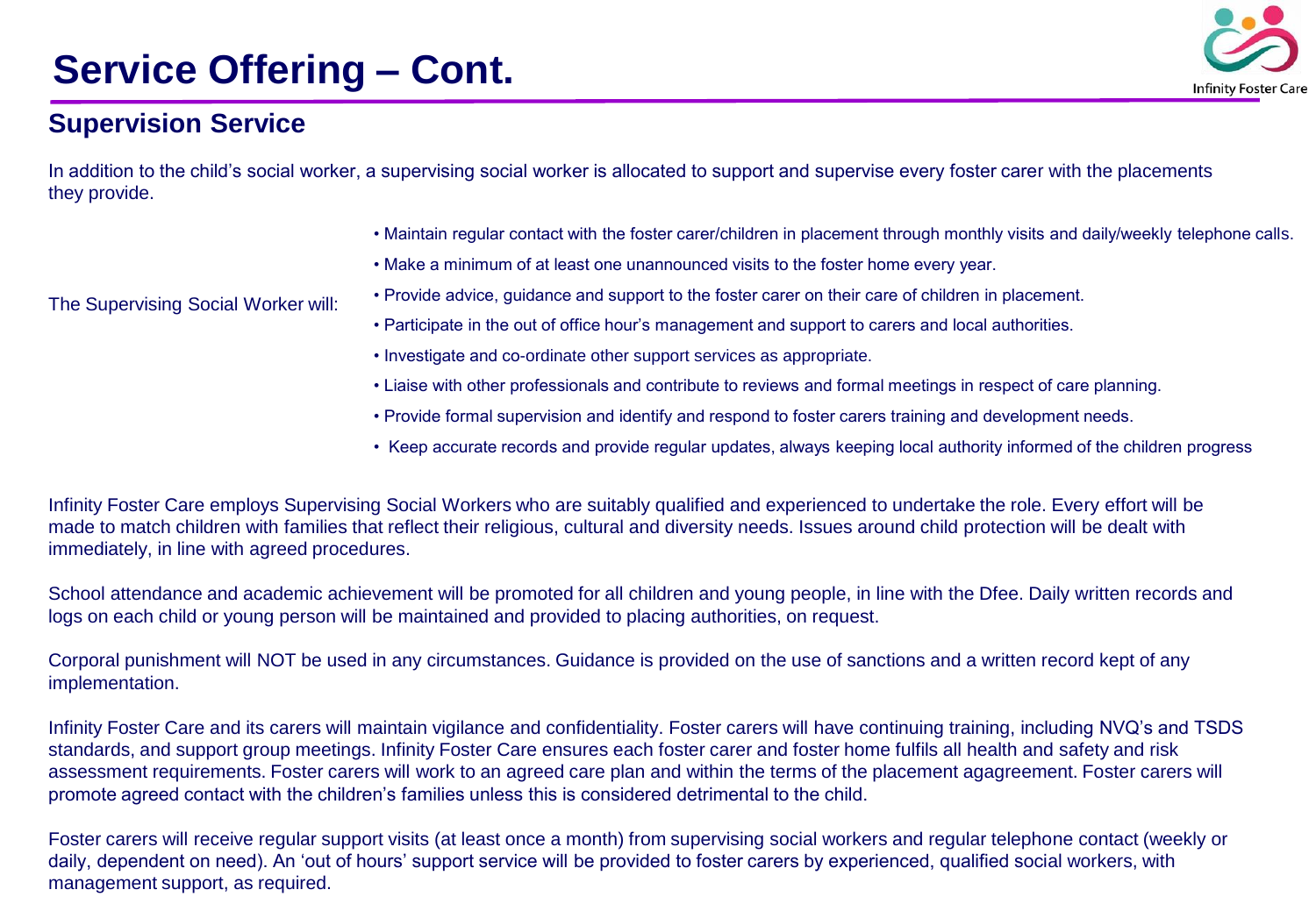# Service Offering – Cont.

## Supervision Service

In addition to the child's social worker, a supervising social worker is allocated to support and supervise every foster carer with the placements they provide.

The Supervising Social Worker will:

- Maintain regular contact with the foster carer/children in placement through monthly visits and daily/weekly telephone calls.
- Make a minimum of at least one unannounced visits to the foster home every year.
- Provide advice, guidance and support to the foster carer on their care of children in placement.
- Participate in the out of office hour's management and support to carers and local authorities.
- Investigate and co-ordinate other support services as appropriate.
- Liaise with other professionals and contribute to reviews and formal meetings in respect of care planning.
- Provide formal supervision and identify and respond to foster carers training and development needs.
- Keep accurate records and provide regular updates, always keeping local authority informed of the children progress

Infinity Foster Care employs Supervising Social Workers who are suitably qualified and experienced to undertake the role. Every effort will be made to match children with families that reflect their religious, cultural and diversity needs. Issues around child protection will be dealt with immediately, in line with agreed procedures.

School attendance and academic achievement will be promoted for all children and young people, in line with the Dfee. Daily written records and logs on each child or young person will be maintained and provided to placing authorities, on request.

Corporal punishment will NOT be used in any circumstances. Guidance is provided on the use of sanctions and a written record kept of any implementation.

Infinity Foster Care and its carers will maintain vigilance and confidentiality. Foster carers will have continuing training, including NVQ's and TSDS standards, and support group meetings. Infinity Foster Care ensures each foster carer and foster home fulfils all health and safety and risk assessment requirements. Foster carers will work to an agreed care plan and within the terms of the placement agagreement. Foster carers will promote agreed contact with the children's families unless this is considered detrimental to the child.

Foster carers will receive regular support visits (at least once a month) from supervising social workers and regular telephone contact (weekly or daily, dependent on need). An 'out of hours' support service will be provided to foster carers by experienced, qualified social workers, with management support, as required.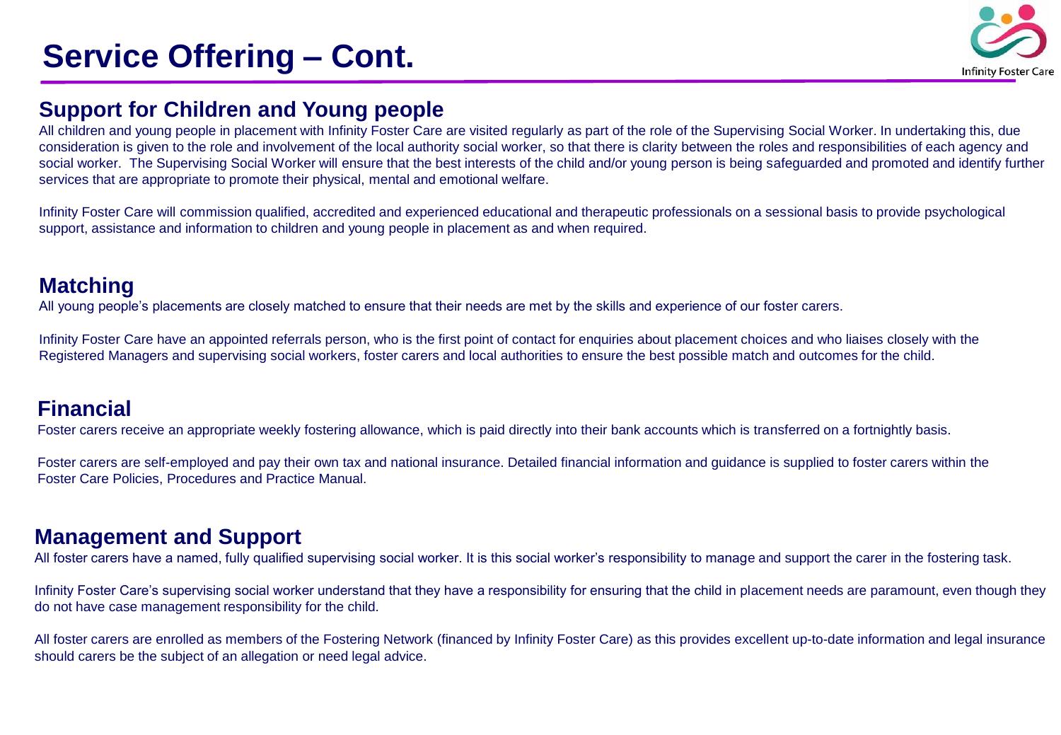# Service Offering – Cont.

## Support for Children and Young people

All children and young people in placement with Infinity Foster Care are visited regularly as part of the role of the Supervising Social Worker. In undertaking this, due consideration is given to the role and involvement of the local authority social worker, so that there is clarity between the roles and responsibilities of each agency and social worker. The Supervising Social Worker will ensure that the best interests of the child and/or young person is being safeguarded and promoted and identify further services that are appropriate to promote their physical, mental and emotional welfare.

Infinity Foster Care will commission qualified, accredited and experienced educational and therapeutic professionals on a sessional basis to provide psychological support, assistance and information to children and young people in placement as and when required.

## Matching

All young people's placements are closely matched to ensure that their needs are met by the skills and experience of our foster carers.

Infinity Foster Care have an appointed referrals person, who is the first point of contact for enquiries about placement choices and who liaises closely with the Registered Managers and supervising social workers, foster carers and local authorities to ensure the best possible match and outcomes for the child.

## Financial

Foster carers receive an appropriate weekly fostering allowance, which is paid directly into their bank accounts which is transferred on a fortnightly basis.

Foster carers are self-employed and pay their own tax and national insurance. Detailed financial information and guidance is supplied to foster carers within the Foster Care Policies, Procedures and Practice Manual.

## Management and Support

All foster carers have a named, fully qualified supervising social worker. It is this social worker's responsibility to manage and support the carer in the fostering task.

Infinity Foster Care's supervising social worker understand that they have a responsibility for ensuring that the child in placement needs are paramount, even though they do not have case management responsibility for the child.

All foster carers are enrolled as members of the Fostering Network (financed by Infinity Foster Care) as this provides excellent up-to-date information and legal insurance should carers be the subject of an allegation or need legal advice.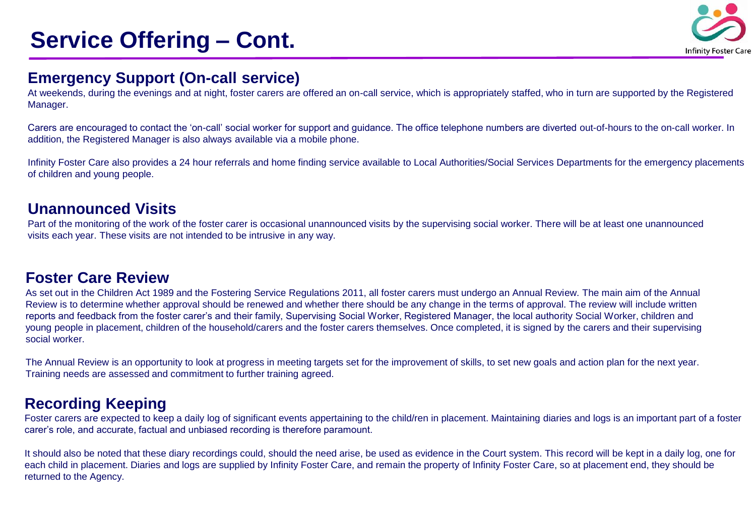# Service Offering – Cont.

## Emergency Support (On-call service)

At weekends, during the evenings and at night, foster carers are offered an on-call service, which is appropriately staffed, who in turn are supported by the Registered Manager.

Carers are encouraged to contact the 'on-call' social worker for support and guidance. The office telephone numbers are diverted out-of-hours to the on-call worker. In addition, the Registered Manager is also always available via a mobile phone.

Infinity Foster Care also provides a 24 hour referrals and home finding service available to Local Authorities/Social Services Departments for the emergency placements of children and young people.

## Unannounced Visits

Part of the monitoring of the work of the foster carer is occasional unannounced visits by the supervising social worker. There will be at least one unannounced visits each year. These visits are not intended to be intrusive in any way.

## Foster Care Review

As set out in the Children Act 1989 and the Fostering Service Regulations 2011, all foster carers must undergo an Annual Review. The main aim of the Annual Review is to determine whether approval should be renewed and whether there should be any change in the terms of approval. The review will include written reports and feedback from the foster carer's and their family, Supervising Social Worker, Registered Manager, the local authority Social Worker, children and young people in placement, children of the household/carers and the foster carers themselves. Once completed, it is signed by the carers and their supervising social worker.

The Annual Review is an opportunity to look at progress in meeting targets set for the improvement of skills, to set new goals and action plan for the next year. Training needs are assessed and commitment to further training agreed.

## Recording Keeping

Foster carers are expected to keep a daily log of significant events appertaining to the child/ren in placement. Maintaining diaries and logs is an important part of a foster carer's role, and accurate, factual and unbiased recording is therefore paramount.

It should also be noted that these diary recordings could, should the need arise, be used as evidence in the Court system. This record will be kept in a daily log, one for each child in placement. Diaries and logs are supplied by Infinity Foster Care, and remain the property of Infinity Foster Care, so at placement end, they should be returned to the Agency.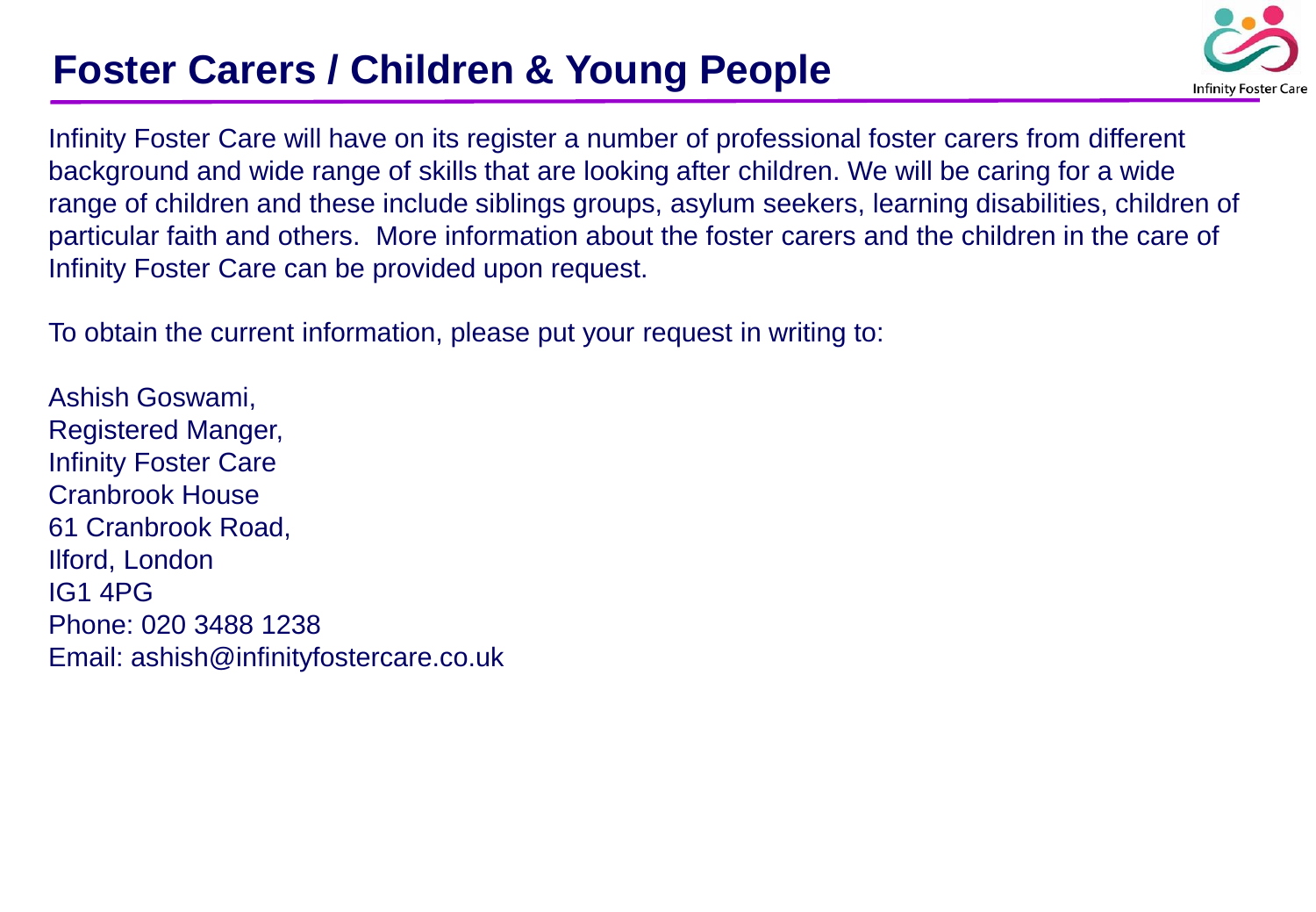# Foster Carers / Children & Young People

Infinity Foster Care will have on its register a number of professional foster carers from different background and wide range of skills that are looking after children. We will be caring for a wide range of children and these include siblings groups, asylum seekers, learning disabilities, children of particular faith and others. More information about the foster carers and the children in the care of Infinity Foster Care can be provided upon request.

To obtain the current information, please put your request in writing to:

Ashish Goswami,
Registered Manger,
Infinity Foster Care
Cranbrook House
61 Cranbrook Road,
Ilford, London
IG1 4PG
Phone: 020 3488 1238
Email: ashish@infinityfostercare.co.uk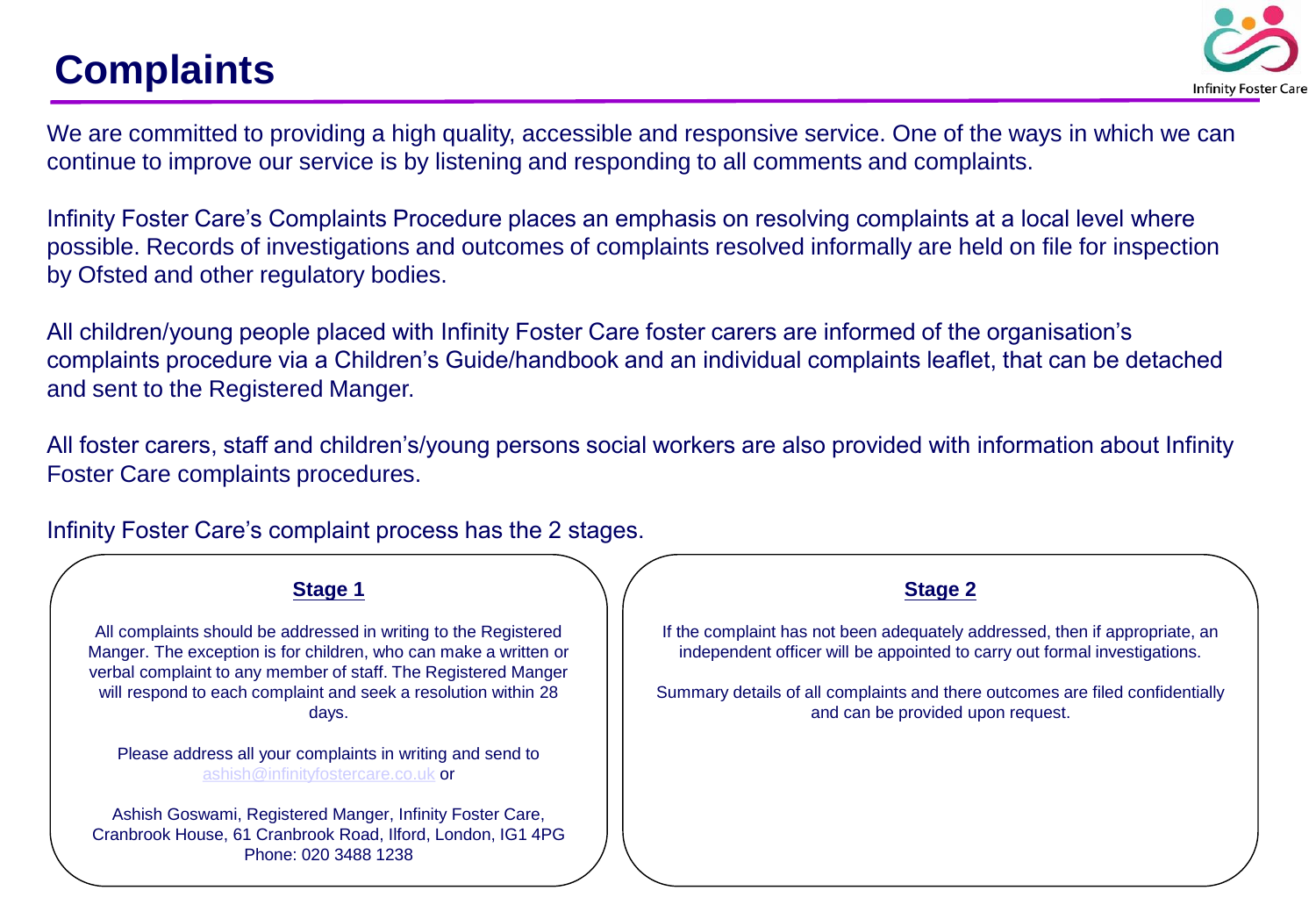# Complaints

We are committed to providing a high quality, accessible and responsive service. One of the ways in which we can continue to improve our service is by listening and responding to all comments and complaints.

Infinity Foster Care's Complaints Procedure places an emphasis on resolving complaints at a local level where possible. Records of investigations and outcomes of complaints resolved informally are held on file for inspection by Ofsted and other regulatory bodies.

All children/young people placed with Infinity Foster Care foster carers are informed of the organisation's complaints procedure via a Children's Guide/handbook and an individual complaints leaflet, that can be detached and sent to the Registered Manger.

All foster carers, staff and children's/young persons social workers are also provided with information about Infinity Foster Care complaints procedures.

Infinity Foster Care's complaint process has the 2 stages.

## Stage 1

All complaints should be addressed in writing to the Registered Manger. The exception is for children, who can make a written or verbal complaint to any member of staff. The Registered Manger will respond to each complaint and seek a resolution within 28 days.

Please address all your complaints in writing and send to ashish@infinityfostercare.co.uk or

Ashish Goswami, Registered Manger, Infinity Foster Care, Cranbrook House, 61 Cranbrook Road, Ilford, London, IG1 4PG
Phone: 020 3488 1238

## Stage 2

If the complaint has not been adequately addressed, then if appropriate, an independent officer will be appointed to carry out formal investigations.

Summary details of all complaints and there outcomes are filed confidentially and can be provided upon request.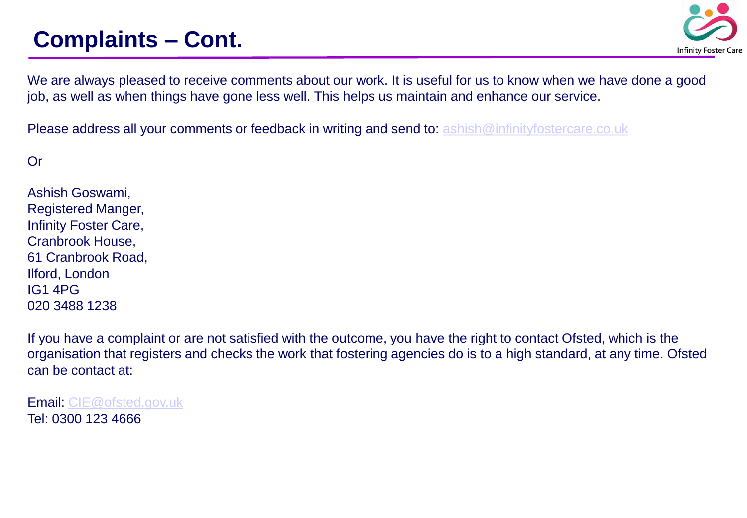# Complaints – Cont.

We are always pleased to receive comments about our work. It is useful for us to know when we have done a good job, as well as when things have gone less well. This helps us maintain and enhance our service.

Please address all your comments or feedback in writing and send to: ashish@infinityfostercare.co.uk

Or

Ashish Goswami,
Registered Manger,
Infinity Foster Care,
Cranbrook House,
61 Cranbrook Road,
Ilford, London
IG1 4PG
020 3488 1238

If you have a complaint or are not satisfied with the outcome, you have the right to contact Ofsted, which is the organisation that registers and checks the work that fostering agencies do is to a high standard, at any time. Ofsted can be contact at:

Email: CIE@ofsted.gov.uk
Tel: 0300 123 4666